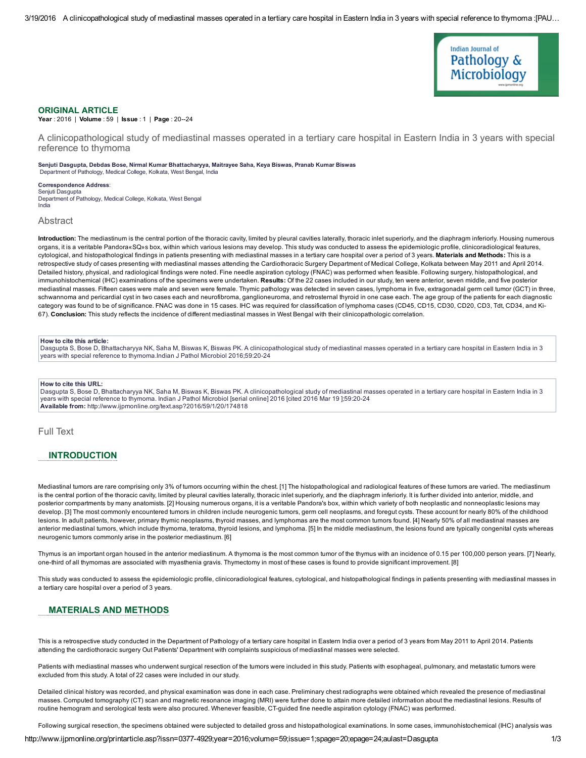**ORIGINAL ARTICLE**

**Year** : 2016 | **Volume** : 59 | **Issue** : 1 | **Page** : 20--24

# A clinicopathological study of mediastinal masses operated in a tertiary care hospital in Eastern India in 3 years with special reference to thymoma

**Senjuti Dasgupta, Debdas Bose, Nirmal Kumar Bhattacharyya, Maitrayee Saha, Keya Biswas, Pranab Kumar Biswas**
Department of Pathology, Medical College, Kolkata, West Bengal, India

**Correspondence Address**:
Senjuti Dasgupta
Department of Pathology, Medical College, Kolkata, West Bengal
India

## Abstract

**Introduction:** The mediastinum is the central portion of the thoracic cavity, limited by pleural cavities laterally, thoracic inlet superiorly, and the diaphragm inferiorly. Housing numerous organs, it is a veritable Pandora«SQ»s box, within which various lesions may develop. This study was conducted to assess the epidemiologic profile, clinicoradiological features, cytological, and histopathological findings in patients presenting with mediastinal masses in a tertiary care hospital over a period of 3 years. **Materials and Methods:** This is a retrospective study of cases presenting with mediastinal masses attending the Cardiothoracic Surgery Department of Medical College, Kolkata between May 2011 and April 2014. Detailed history, physical, and radiological findings were noted. Fine needle aspiration cytology (FNAC) was performed when feasible. Following surgery, histopathological, and immunohistochemical (IHC) examinations of the specimens were undertaken. **Results:** Of the 22 cases included in our study, ten were anterior, seven middle, and five posterior mediastinal masses. Fifteen cases were male and seven were female. Thymic pathology was detected in seven cases, lymphoma in five, extragonadal germ cell tumor (GCT) in three, schwannoma and pericardial cyst in two cases each and neurofibroma, ganglioneuroma, and retrosternal thyroid in one case each. The age group of the patients for each diagnostic category was found to be of significance. FNAC was done in 15 cases. IHC was required for classification of lymphoma cases (CD45, CD15, CD30, CD20, CD3, Tdt, CD34, and Ki-67). **Conclusion:** This study reflects the incidence of different mediastinal masses in West Bengal with their clinicopathologic correlation.

**How to cite this article:**
Dasgupta S, Bose D, Bhattacharyya NK, Saha M, Biswas K, Biswas PK. A clinicopathological study of mediastinal masses operated in a tertiary care hospital in Eastern India in 3 years with special reference to thymoma.Indian J Pathol Microbiol 2016;59:20-24

**How to cite this URL:**
Dasgupta S, Bose D, Bhattacharyya NK, Saha M, Biswas K, Biswas PK. A clinicopathological study of mediastinal masses operated in a tertiary care hospital in Eastern India in 3 years with special reference to thymoma. Indian J Pathol Microbiol [serial online] 2016 [cited 2016 Mar 19 ];59:20-24
**Available from:** http://www.ijpmonline.org/text.asp?2016/59/1/20/174818

## Full Text

## INTRODUCTION

Mediastinal tumors are rare comprising only 3% of tumors occurring within the chest. [1] The histopathological and radiological features of these tumors are varied. The mediastinum is the central portion of the thoracic cavity, limited by pleural cavities laterally, thoracic inlet superiorly, and the diaphragm inferiorly. It is further divided into anterior, middle, and posterior compartments by many anatomists. [2] Housing numerous organs, it is a veritable Pandora's box, within which variety of both neoplastic and nonneoplastic lesions may develop. [3] The most commonly encountered tumors in children include neurogenic tumors, germ cell neoplasms, and foregut cysts. These account for nearly 80% of the childhood lesions. In adult patients, however, primary thymic neoplasms, thyroid masses, and lymphomas are the most common tumors found. [4] Nearly 50% of all mediastinal masses are anterior mediastinal tumors, which include thymoma, teratoma, thyroid lesions, and lymphoma. [5] In the middle mediastinum, the lesions found are typically congenital cysts whereas neurogenic tumors commonly arise in the posterior mediastinum. [6]

Thymus is an important organ housed in the anterior mediastinum. A thymoma is the most common tumor of the thymus with an incidence of 0.15 per 100,000 person years. [7] Nearly, one-third of all thymomas are associated with myasthenia gravis. Thymectomy in most of these cases is found to provide significant improvement. [8]

This study was conducted to assess the epidemiologic profile, clinicoradiological features, cytological, and histopathological findings in patients presenting with mediastinal masses in a tertiary care hospital over a period of 3 years.

## MATERIALS AND METHODS

This is a retrospective study conducted in the Department of Pathology of a tertiary care hospital in Eastern India over a period of 3 years from May 2011 to April 2014. Patients attending the cardiothoracic surgery Out Patients' Department with complaints suspicious of mediastinal masses were selected.

Patients with mediastinal masses who underwent surgical resection of the tumors were included in this study. Patients with esophageal, pulmonary, and metastatic tumors were excluded from this study. A total of 22 cases were included in our study.

Detailed clinical history was recorded, and physical examination was done in each case. Preliminary chest radiographs were obtained which revealed the presence of mediastinal masses. Computed tomography (CT) scan and magnetic resonance imaging (MRI) were further done to attain more detailed information about the mediastinal lesions. Results of routine hemogram and serological tests were also procured. Whenever feasible, CT-guided fine needle aspiration cytology (FNAC) was performed.

Following surgical resection, the specimens obtained were subjected to detailed gross and histopathological examinations. In some cases, immunohistochemical (IHC) analysis was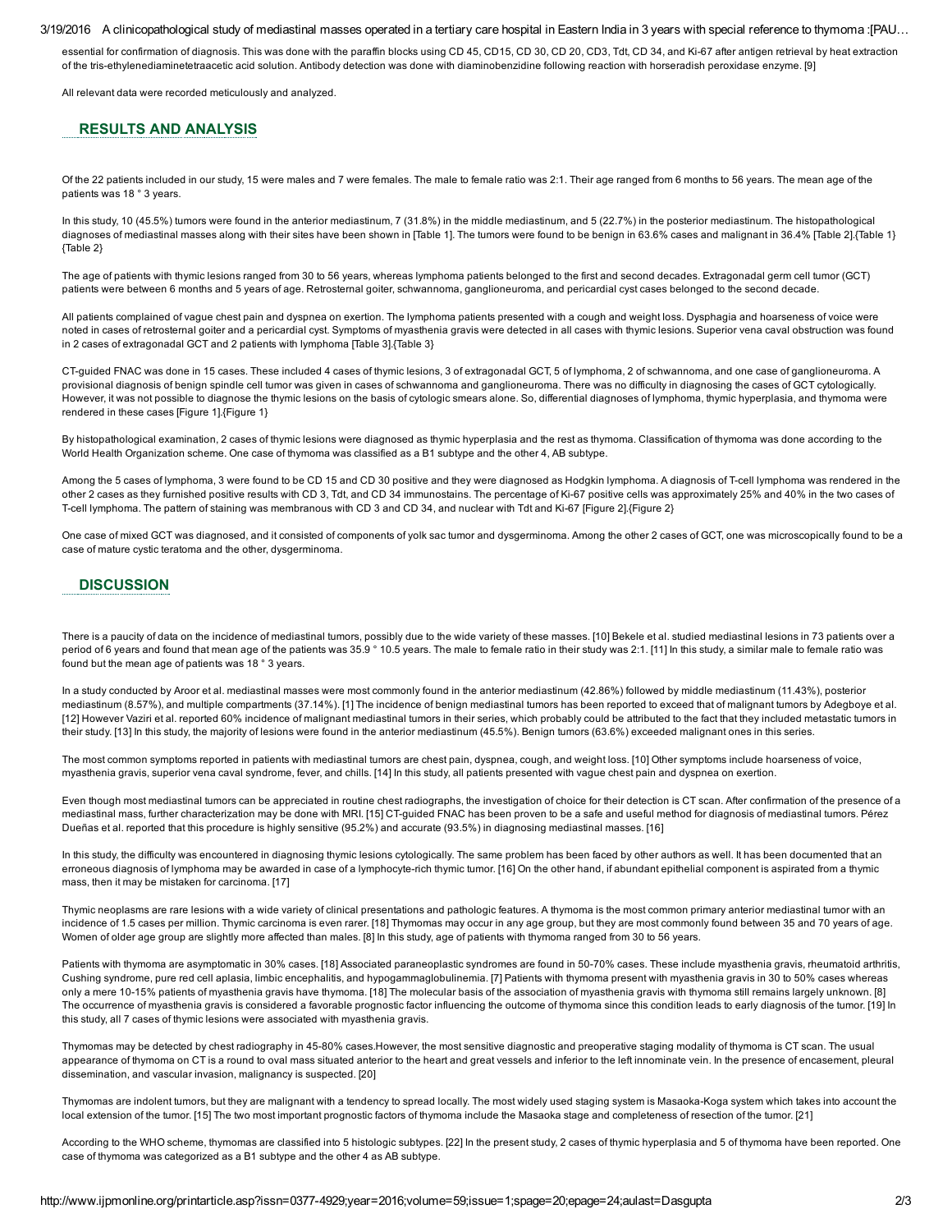essential for confirmation of diagnosis. This was done with the paraffin blocks using CD 45, CD15, CD 30, CD 20, CD3, Tdt, CD 34, and Ki-67 after antigen retrieval by heat extraction of the tris-ethylenediaminetetraacetic acid solution. Antibody detection was done with diaminobenzidine following reaction with horseradish peroxidase enzyme. [9]

All relevant data were recorded meticulously and analyzed.

## RESULTS AND ANALYSIS

Of the 22 patients included in our study, 15 were males and 7 were females. The male to female ratio was 2:1. Their age ranged from 6 months to 56 years. The mean age of the patients was 18 ° 3 years.

In this study, 10 (45.5%) tumors were found in the anterior mediastinum, 7 (31.8%) in the middle mediastinum, and 5 (22.7%) in the posterior mediastinum. The histopathological diagnoses of mediastinal masses along with their sites have been shown in [Table 1]. The tumors were found to be benign in 63.6% cases and malignant in 36.4% [Table 2].{Table 1}{Table 2}

The age of patients with thymic lesions ranged from 30 to 56 years, whereas lymphoma patients belonged to the first and second decades. Extragonadal germ cell tumor (GCT) patients were between 6 months and 5 years of age. Retrosternal goiter, schwannoma, ganglioneuroma, and pericardial cyst cases belonged to the second decade.

All patients complained of vague chest pain and dyspnea on exertion. The lymphoma patients presented with a cough and weight loss. Dysphagia and hoarseness of voice were noted in cases of retrosternal goiter and a pericardial cyst. Symptoms of myasthenia gravis were detected in all cases with thymic lesions. Superior vena caval obstruction was found in 2 cases of extragonadal GCT and 2 patients with lymphoma [Table 3].{Table 3}

CT-guided FNAC was done in 15 cases. These included 4 cases of thymic lesions, 3 of extragonadal GCT, 5 of lymphoma, 2 of schwannoma, and one case of ganglioneuroma. A provisional diagnosis of benign spindle cell tumor was given in cases of schwannoma and ganglioneuroma. There was no difficulty in diagnosing the cases of GCT cytologically. However, it was not possible to diagnose the thymic lesions on the basis of cytologic smears alone. So, differential diagnoses of lymphoma, thymic hyperplasia, and thymoma were rendered in these cases [Figure 1].{Figure 1}

By histopathological examination, 2 cases of thymic lesions were diagnosed as thymic hyperplasia and the rest as thymoma. Classification of thymoma was done according to the World Health Organization scheme. One case of thymoma was classified as a B1 subtype and the other 4, AB subtype.

Among the 5 cases of lymphoma, 3 were found to be CD 15 and CD 30 positive and they were diagnosed as Hodgkin lymphoma. A diagnosis of T-cell lymphoma was rendered in the other 2 cases as they furnished positive results with CD 3, Tdt, and CD 34 immunostains. The percentage of Ki-67 positive cells was approximately 25% and 40% in the two cases of T-cell lymphoma. The pattern of staining was membranous with CD 3 and CD 34, and nuclear with Tdt and Ki-67 [Figure 2].{Figure 2}

One case of mixed GCT was diagnosed, and it consisted of components of yolk sac tumor and dysgerminoma. Among the other 2 cases of GCT, one was microscopically found to be a case of mature cystic teratoma and the other, dysgerminoma.

## DISCUSSION

There is a paucity of data on the incidence of mediastinal tumors, possibly due to the wide variety of these masses. [10] Bekele et al. studied mediastinal lesions in 73 patients over a period of 6 years and found that mean age of the patients was 35.9 ° 10.5 years. The male to female ratio in their study was 2:1. [11] In this study, a similar male to female ratio was found but the mean age of patients was 18 ° 3 years.

In a study conducted by Aroor et al. mediastinal masses were most commonly found in the anterior mediastinum (42.86%) followed by middle mediastinum (11.43%), posterior mediastinum (8.57%), and multiple compartments (37.14%). [1] The incidence of benign mediastinal tumors has been reported to exceed that of malignant tumors by Adegboye et al. [12] However Vaziri et al. reported 60% incidence of malignant mediastinal tumors in their series, which probably could be attributed to the fact that they included metastatic tumors in their study. [13] In this study, the majority of lesions were found in the anterior mediastinum (45.5%). Benign tumors (63.6%) exceeded malignant ones in this series.

The most common symptoms reported in patients with mediastinal tumors are chest pain, dyspnea, cough, and weight loss. [10] Other symptoms include hoarseness of voice, myasthenia gravis, superior vena caval syndrome, fever, and chills. [14] In this study, all patients presented with vague chest pain and dyspnea on exertion.

Even though most mediastinal tumors can be appreciated in routine chest radiographs, the investigation of choice for their detection is CT scan. After confirmation of the presence of a mediastinal mass, further characterization may be done with MRI. [15] CT-guided FNAC has been proven to be a safe and useful method for diagnosis of mediastinal tumors. Pérez Dueñas et al. reported that this procedure is highly sensitive (95.2%) and accurate (93.5%) in diagnosing mediastinal masses. [16]

In this study, the difficulty was encountered in diagnosing thymic lesions cytologically. The same problem has been faced by other authors as well. It has been documented that an erroneous diagnosis of lymphoma may be awarded in case of a lymphocyte-rich thymic tumor. [16] On the other hand, if abundant epithelial component is aspirated from a thymic mass, then it may be mistaken for carcinoma. [17]

Thymic neoplasms are rare lesions with a wide variety of clinical presentations and pathologic features. A thymoma is the most common primary anterior mediastinal tumor with an incidence of 1.5 cases per million. Thymic carcinoma is even rarer. [18] Thymomas may occur in any age group, but they are most commonly found between 35 and 70 years of age. Women of older age group are slightly more affected than males. [8] In this study, age of patients with thymoma ranged from 30 to 56 years.

Patients with thymoma are asymptomatic in 30% cases. [18] Associated paraneoplastic syndromes are found in 50-70% cases. These include myasthenia gravis, rheumatoid arthritis, Cushing syndrome, pure red cell aplasia, limbic encephalitis, and hypogammaglobulinemia. [7] Patients with thymoma present with myasthenia gravis in 30 to 50% cases whereas only a mere 10-15% patients of myasthenia gravis have thymoma. [18] The molecular basis of the association of myasthenia gravis with thymoma still remains largely unknown. [8] The occurrence of myasthenia gravis is considered a favorable prognostic factor influencing the outcome of thymoma since this condition leads to early diagnosis of the tumor. [19] In this study, all 7 cases of thymic lesions were associated with myasthenia gravis.

Thymomas may be detected by chest radiography in 45-80% cases.However, the most sensitive diagnostic and preoperative staging modality of thymoma is CT scan. The usual appearance of thymoma on CT is a round to oval mass situated anterior to the heart and great vessels and inferior to the left innominate vein. In the presence of encasement, pleural dissemination, and vascular invasion, malignancy is suspected. [20]

Thymomas are indolent tumors, but they are malignant with a tendency to spread locally. The most widely used staging system is Masaoka-Koga system which takes into account the local extension of the tumor. [15] The two most important prognostic factors of thymoma include the Masaoka stage and completeness of resection of the tumor. [21]

According to the WHO scheme, thymomas are classified into 5 histologic subtypes. [22] In the present study, 2 cases of thymic hyperplasia and 5 of thymoma have been reported. One case of thymoma was categorized as a B1 subtype and the other 4 as AB subtype.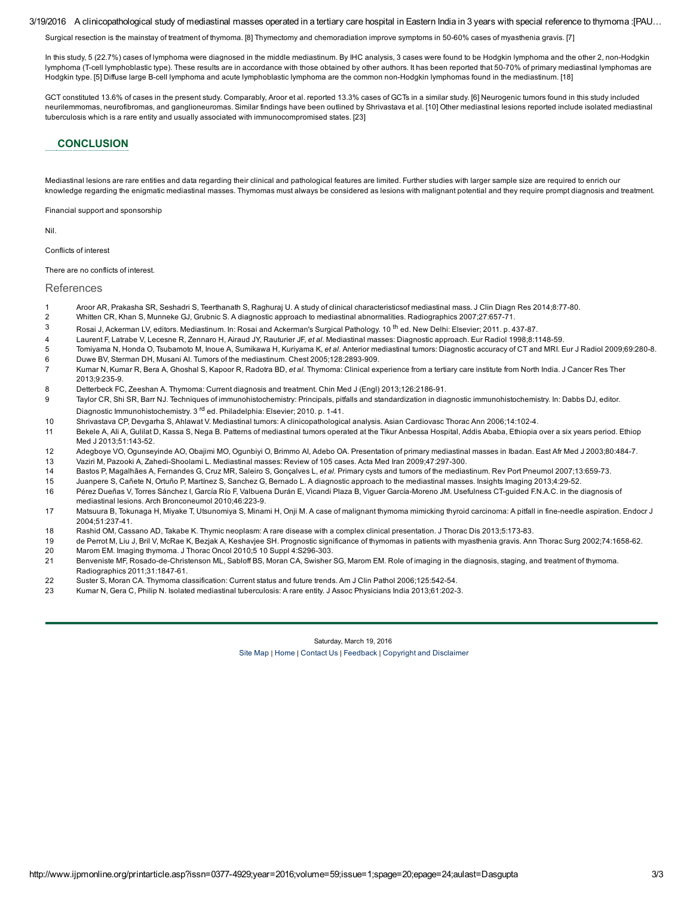Surgical resection is the mainstay of treatment of thymoma. [8] Thymectomy and chemoradiation improve symptoms in 50-60% cases of myasthenia gravis. [7]

In this study, 5 (22.7%) cases of lymphoma were diagnosed in the middle mediastinum. By IHC analysis, 3 cases were found to be Hodgkin lymphoma and the other 2, non-Hodgkin lymphoma (T-cell lymphoblastic type). These results are in accordance with those obtained by other authors. It has been reported that 50-70% of primary mediastinal lymphomas are Hodgkin type. [5] Diffuse large B-cell lymphoma and acute lymphoblastic lymphoma are the common non-Hodgkin lymphomas found in the mediastinum. [18]

GCT constituted 13.6% of cases in the present study. Comparably, Aroor et al. reported 13.3% cases of GCTs in a similar study. [6] Neurogenic tumors found in this study included neurilemmomas, neurofibromas, and ganglioneuromas. Similar findings have been outlined by Shrivastava et al. [10] Other mediastinal lesions reported include isolated mediastinal tuberculosis which is a rare entity and usually associated with immunocompromised states. [23]

## CONCLUSION

Mediastinal lesions are rare entities and data regarding their clinical and pathological features are limited. Further studies with larger sample size are required to enrich our knowledge regarding the enigmatic mediastinal masses. Thymomas must always be considered as lesions with malignant potential and they require prompt diagnosis and treatment.

Financial support and sponsorship

Nil.

Conflicts of interest

There are no conflicts of interest.

## References

1. Aroor AR, Prakasha SR, Seshadri S, Teerthanath S, Raghuraj U. A study of clinical characteristicsof mediastinal mass. J Clin Diagn Res 2014;8:77-80.
2. Whitten CR, Khan S, Munneke GJ, Grubnic S. A diagnostic approach to mediastinal abnormalities. Radiographics 2007;27:657-71.
3. Rosai J, Ackerman LV, editors. Mediastinum. In: Rosai and Ackerman's Surgical Pathology. 10 th ed. New Delhi: Elsevier; 2011. p. 437-87.
4. Laurent F, Latrabe V, Lecesne R, Zennaro H, Airaud JY, Rauturier JF, *et al*. Mediastinal masses: Diagnostic approach. Eur Radiol 1998;8:1148-59.
5. Tomiyama N, Honda O, Tsubamoto M, Inoue A, Sumikawa H, Kuriyama K, *et al*. Anterior mediastinal tumors: Diagnostic accuracy of CT and MRI. Eur J Radiol 2009;69:280-8.
6. Duwe BV, Sterman DH, Musani AI. Tumors of the mediastinum. Chest 2005;128:2893-909.
7. Kumar N, Kumar R, Bera A, Ghoshal S, Kapoor R, Radotra BD, *et al*. Thymoma: Clinical experience from a tertiary care institute from North India. J Cancer Res Ther 2013;9:235-9.
8. Detterbeck FC, Zeeshan A. Thymoma: Current diagnosis and treatment. Chin Med J (Engl) 2013;126:2186-91.
9. Taylor CR, Shi SR, Barr NJ. Techniques of immunohistochemistry: Principals, pitfalls and standardization in diagnostic immunohistochemistry. In: Dabbs DJ, editor. Diagnostic Immunohistochemistry. 3 rd ed. Philadelphia: Elsevier; 2010. p. 1-41.
10. Shrivastava CP, Devgarha S, Ahlawat V. Mediastinal tumors: A clinicopathological analysis. Asian Cardiovasc Thorac Ann 2006;14:102-4.
11. Bekele A, Ali A, Gulilat D, Kassa S, Nega B. Patterns of mediastinal tumors operated at the Tikur Anbessa Hospital, Addis Ababa, Ethiopia over a six years period. Ethiop Med J 2013;51:143-52.
12. Adegboye VO, Ogunseyinde AO, Obajimi MO, Ogunbiyi O, Brimmo AI, Adebo OA. Presentation of primary mediastinal masses in Ibadan. East Afr Med J 2003;80:484-7.
13. Vaziri M, Pazooki A, Zahedi-Shoolami L. Mediastinal masses: Review of 105 cases. Acta Med Iran 2009;47:297-300.
14. Bastos P, Magalhães A, Fernandes G, Cruz MR, Saleiro S, Gonçalves L, *et al*. Primary cysts and tumors of the mediastinum. Rev Port Pneumol 2007;13:659-73.
15. Juanpere S, Cañete N, Ortuño P, Martínez S, Sanchez G, Bernado L. A diagnostic approach to the mediastinal masses. Insights Imaging 2013;4:29-52.
16. Pérez Dueñas V, Torres Sánchez I, García Río F, Valbuena Durán E, Vicandi Plaza B, Viguer García-Moreno JM. Usefulness CT-guided F.N.A.C. in the diagnosis of mediastinal lesions. Arch Bronconeumol 2010;46:223-9.
17. Matsuura B, Tokunaga H, Miyake T, Utsunomiya S, Minami H, Onji M. A case of malignant thymoma mimicking thyroid carcinoma: A pitfall in fine-needle aspiration. Endocr J 2004;51:237-41.
18. Rashid OM, Cassano AD, Takabe K. Thymic neoplasm: A rare disease with a complex clinical presentation. J Thorac Dis 2013;5:173-83.
19. de Perrot M, Liu J, Bril V, McRae K, Bezjak A, Keshavjee SH. Prognostic significance of thymomas in patients with myasthenia gravis. Ann Thorac Surg 2002;74:1658-62.
20. Marom EM. Imaging thymoma. J Thorac Oncol 2010;5 10 Suppl 4:S296-303.
21. Benveniste MF, Rosado-de-Christenson ML, Sabloff BS, Moran CA, Swisher SG, Marom EM. Role of imaging in the diagnosis, staging, and treatment of thymoma. Radiographics 2011;31:1847-61.
22. Suster S, Moran CA. Thymoma classification: Current status and future trends. Am J Clin Pathol 2006;125:542-54.
23. Kumar N, Gera C, Philip N. Isolated mediastinal tuberculosis: A rare entity. J Assoc Physicians India 2013;61:202-3.

Saturday, March 19, 2016

Site Map | Home | Contact Us | Feedback | Copyright and Disclaimer